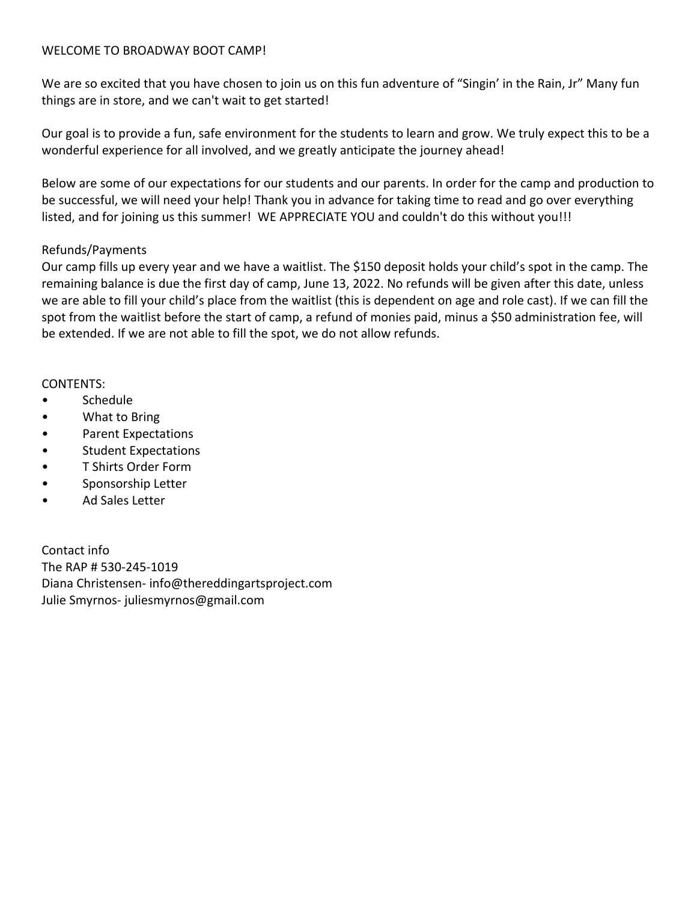# WELCOME TO BROADWAY BOOT CAMP!

We are so excited that you have chosen to join us on this fun adventure of "Singin' in the Rain, Jr" Many fun things are in store, and we can't wait to get started!

Our goal is to provide a fun, safe environment for the students to learn and grow. We truly expect this to be a wonderful experience for all involved, and we greatly anticipate the journey ahead!

Below are some of our expectations for our students and our parents. In order for the camp and production to be successful, we will need your help! Thank you in advance for taking time to read and go over everything listed, and for joining us this summer! WE APPRECIATE YOU and couldn't do this without you!!!

## Refunds/Payments

Our camp fills up every year and we have a waitlist. The $150 deposit holds your child's spot in the camp. The remaining balance is due the first day of camp, June 13, 2022. No refunds will be given after this date, unless we are able to fill your child's place from the waitlist (this is dependent on age and role cast). If we can fill the spot from the waitlist before the start of camp, a refund of monies paid, minus a $50 administration fee, will be extended. If we are not able to fill the spot, we do not allow refunds.

## CONTENTS:

- Schedule
- What to Bring
- Parent Expectations
- Student Expectations
- T Shirts Order Form
- Sponsorship Letter
- Ad Sales Letter

## Contact info

The RAP # 530-245-1019
Diana Christensen- info@thereddingartsproject.com
Julie Smyrnos- juliesmyrnos@gmail.com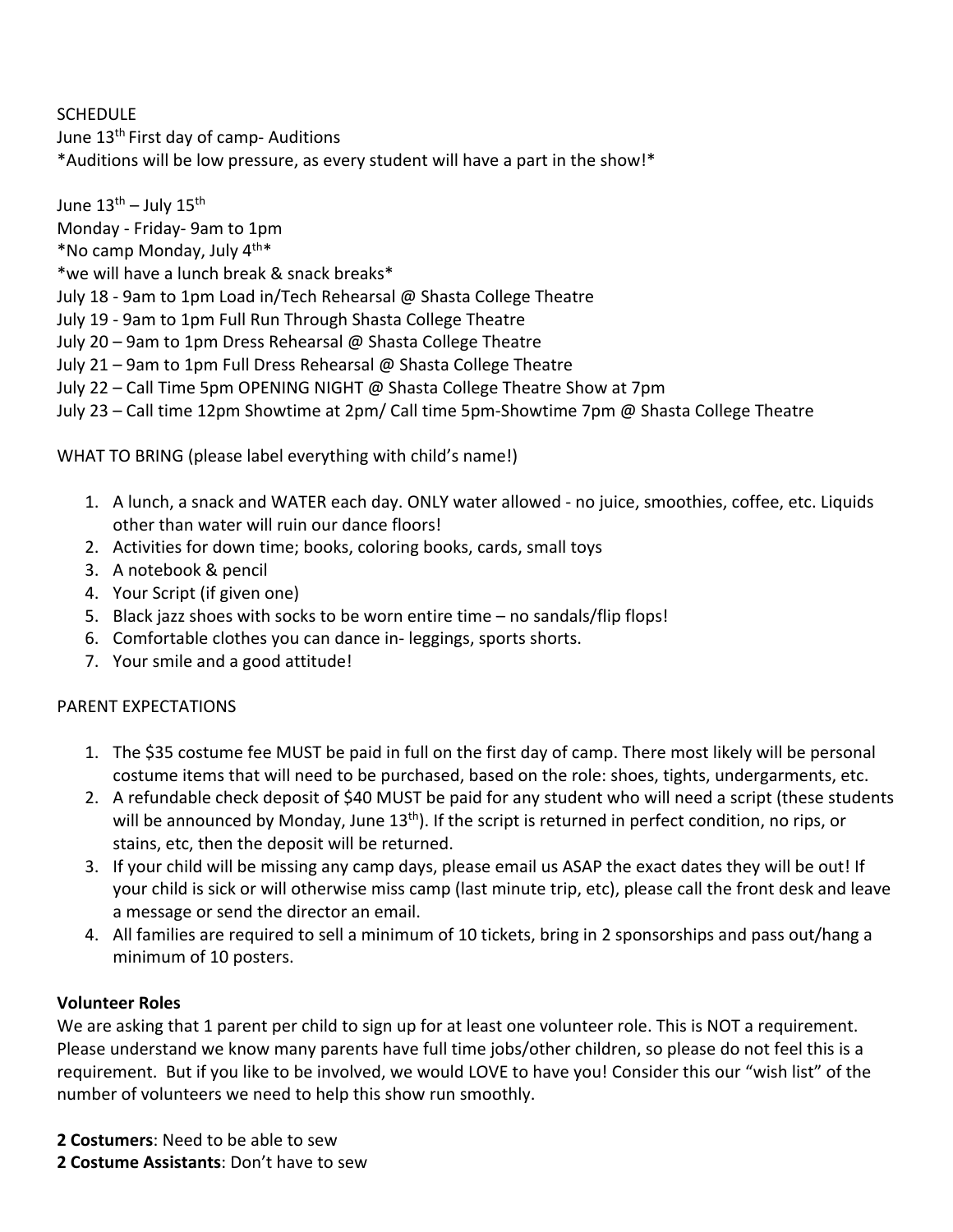SCHEDULE

June 13th First day of camp- Auditions

*Auditions will be low pressure, as every student will have a part in the show!*

June 13th – July 15th

Monday - Friday- 9am to 1pm

*No camp Monday, July 4th*

*we will have a lunch break & snack breaks*

July 18 - 9am to 1pm Load in/Tech Rehearsal @ Shasta College Theatre

July 19 - 9am to 1pm Full Run Through Shasta College Theatre

July 20 – 9am to 1pm Dress Rehearsal @ Shasta College Theatre

July 21 – 9am to 1pm Full Dress Rehearsal @ Shasta College Theatre

July 22 – Call Time 5pm OPENING NIGHT @ Shasta College Theatre Show at 7pm

July 23 – Call time 12pm Showtime at 2pm/ Call time 5pm-Showtime 7pm @ Shasta College Theatre

WHAT TO BRING (please label everything with child's name!)

1. A lunch, a snack and WATER each day. ONLY water allowed - no juice, smoothies, coffee, etc. Liquids other than water will ruin our dance floors!
2. Activities for down time; books, coloring books, cards, small toys
3. A notebook & pencil
4. Your Script (if given one)
5. Black jazz shoes with socks to be worn entire time – no sandals/flip flops!
6. Comfortable clothes you can dance in- leggings, sports shorts.
7. Your smile and a good attitude!

PARENT EXPECTATIONS

1. The $35 costume fee MUST be paid in full on the first day of camp. There most likely will be personal costume items that will need to be purchased, based on the role: shoes, tights, undergarments, etc.
2. A refundable check deposit of $40 MUST be paid for any student who will need a script (these students will be announced by Monday, June 13th). If the script is returned in perfect condition, no rips, or stains, etc, then the deposit will be returned.
3. If your child will be missing any camp days, please email us ASAP the exact dates they will be out! If your child is sick or will otherwise miss camp (last minute trip, etc), please call the front desk and leave a message or send the director an email.
4. All families are required to sell a minimum of 10 tickets, bring in 2 sponsorships and pass out/hang a minimum of 10 posters.

**Volunteer Roles**

We are asking that 1 parent per child to sign up for at least one volunteer role. This is NOT a requirement. Please understand we know many parents have full time jobs/other children, so please do not feel this is a requirement. But if you like to be involved, we would LOVE to have you! Consider this our "wish list" of the number of volunteers we need to help this show run smoothly.

**2 Costumers**: Need to be able to sew

**2 Costume Assistants**: Don't have to sew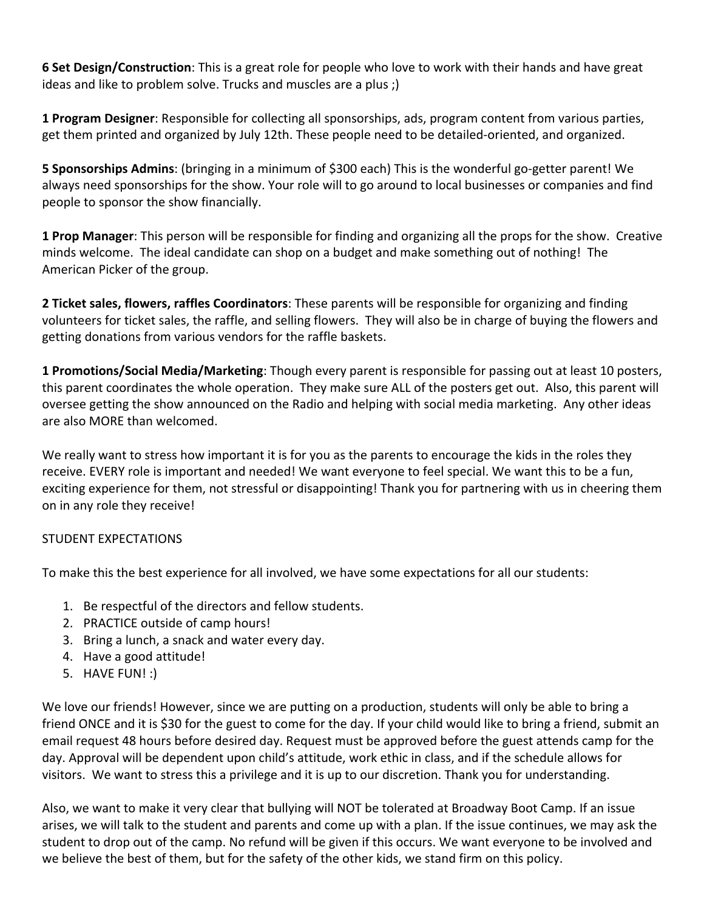**6 Set Design/Construction**: This is a great role for people who love to work with their hands and have great ideas and like to problem solve. Trucks and muscles are a plus ;)

**1 Program Designer**: Responsible for collecting all sponsorships, ads, program content from various parties, get them printed and organized by July 12th. These people need to be detailed-oriented, and organized.

**5 Sponsorships Admins**: (bringing in a minimum of $300 each) This is the wonderful go-getter parent! We always need sponsorships for the show. Your role will to go around to local businesses or companies and find people to sponsor the show financially.

**1 Prop Manager**: This person will be responsible for finding and organizing all the props for the show. Creative minds welcome. The ideal candidate can shop on a budget and make something out of nothing! The American Picker of the group.

**2 Ticket sales, flowers, raffles Coordinators**: These parents will be responsible for organizing and finding volunteers for ticket sales, the raffle, and selling flowers. They will also be in charge of buying the flowers and getting donations from various vendors for the raffle baskets.

**1 Promotions/Social Media/Marketing**: Though every parent is responsible for passing out at least 10 posters, this parent coordinates the whole operation. They make sure ALL of the posters get out. Also, this parent will oversee getting the show announced on the Radio and helping with social media marketing. Any other ideas are also MORE than welcomed.

We really want to stress how important it is for you as the parents to encourage the kids in the roles they receive. EVERY role is important and needed! We want everyone to feel special. We want this to be a fun, exciting experience for them, not stressful or disappointing! Thank you for partnering with us in cheering them on in any role they receive!

STUDENT EXPECTATIONS

To make this the best experience for all involved, we have some expectations for all our students:

1. Be respectful of the directors and fellow students.
2. PRACTICE outside of camp hours!
3. Bring a lunch, a snack and water every day.
4. Have a good attitude!
5. HAVE FUN! :)

We love our friends! However, since we are putting on a production, students will only be able to bring a friend ONCE and it is $30 for the guest to come for the day. If your child would like to bring a friend, submit an email request 48 hours before desired day. Request must be approved before the guest attends camp for the day. Approval will be dependent upon child's attitude, work ethic in class, and if the schedule allows for visitors. We want to stress this a privilege and it is up to our discretion. Thank you for understanding.

Also, we want to make it very clear that bullying will NOT be tolerated at Broadway Boot Camp. If an issue arises, we will talk to the student and parents and come up with a plan. If the issue continues, we may ask the student to drop out of the camp. No refund will be given if this occurs. We want everyone to be involved and we believe the best of them, but for the safety of the other kids, we stand firm on this policy.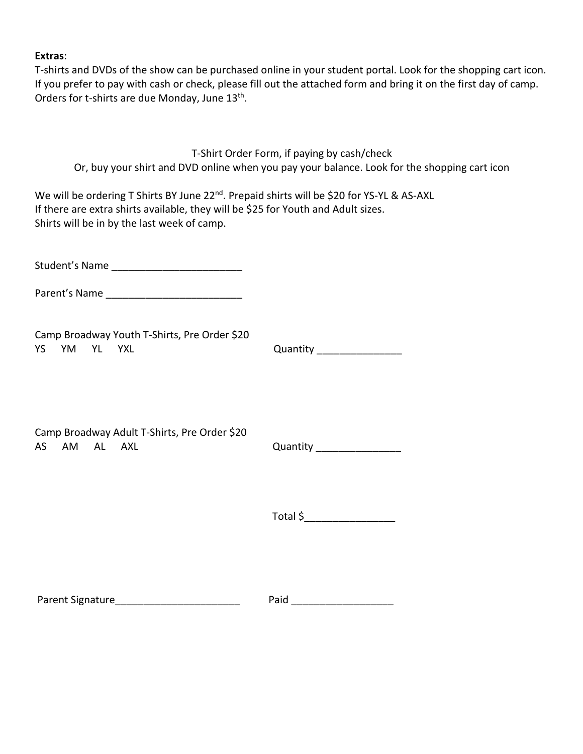**Extras**:
T-shirts and DVDs of the show can be purchased online in your student portal. Look for the shopping cart icon. If you prefer to pay with cash or check, please fill out the attached form and bring it on the first day of camp. Orders for t-shirts are due Monday, June 13th.

T-Shirt Order Form, if paying by cash/check
Or, buy your shirt and DVD online when you pay your balance. Look for the shopping cart icon

We will be ordering T Shirts BY June 22nd. Prepaid shirts will be $20 for YS-YL & AS-AXL
If there are extra shirts available, they will be $25 for Youth and Adult sizes.
Shirts will be in by the last week of camp.

Student's Name _______________________

Parent's Name ________________________

Camp Broadway Youth T-Shirts, Pre Order $20
YS YM YL YXL Quantity _______________

Camp Broadway Adult T-Shirts, Pre Order $20
AS AM AL AXL Quantity _______________

Total $________________

Parent Signature______________________ Paid __________________